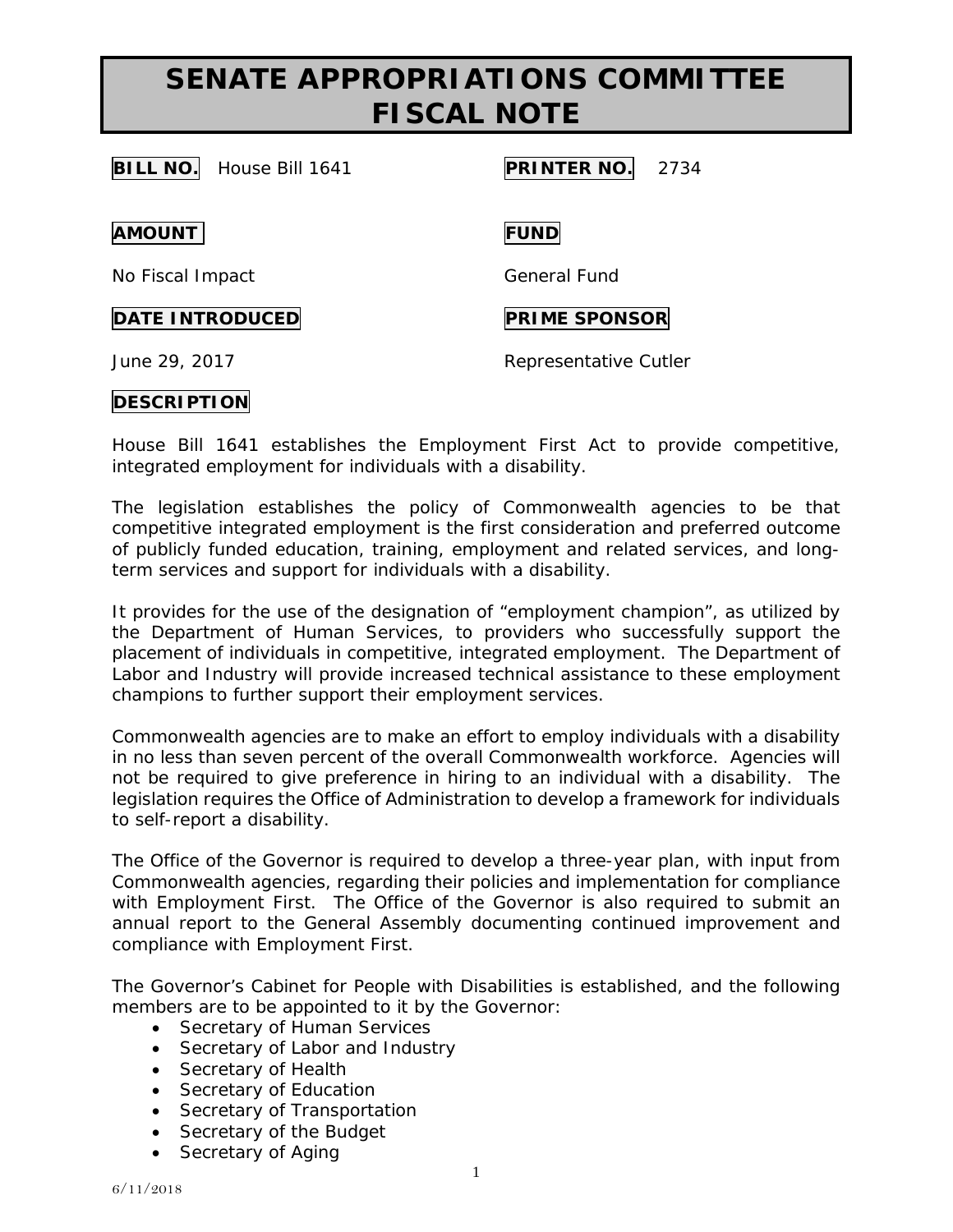# SENATE APPROPRIATIONS COMMITTEE FISCAL NOTE

**BILL NO.** House Bill 1641

**PRINTER NO.** 2734

**AMOUNT**

No Fiscal Impact

**FUND**

General Fund

**DATE INTRODUCED**

June 29, 2017

**PRIME SPONSOR**

Representative Cutler

**DESCRIPTION**

House Bill 1641 establishes the Employment First Act to provide competitive, integrated employment for individuals with a disability.

The legislation establishes the policy of Commonwealth agencies to be that competitive integrated employment is the first consideration and preferred outcome of publicly funded education, training, employment and related services, and long-term services and support for individuals with a disability.

It provides for the use of the designation of "employment champion", as utilized by the Department of Human Services, to providers who successfully support the placement of individuals in competitive, integrated employment. The Department of Labor and Industry will provide increased technical assistance to these employment champions to further support their employment services.

Commonwealth agencies are to make an effort to employ individuals with a disability in no less than seven percent of the overall Commonwealth workforce. Agencies will not be required to give preference in hiring to an individual with a disability. The legislation requires the Office of Administration to develop a framework for individuals to self-report a disability.

The Office of the Governor is required to develop a three-year plan, with input from Commonwealth agencies, regarding their policies and implementation for compliance with Employment First. The Office of the Governor is also required to submit an annual report to the General Assembly documenting continued improvement and compliance with Employment First.

The Governor's Cabinet for People with Disabilities is established, and the following members are to be appointed to it by the Governor:

- Secretary of Human Services
- Secretary of Labor and Industry
- Secretary of Health
- Secretary of Education
- Secretary of Transportation
- Secretary of the Budget
- Secretary of Aging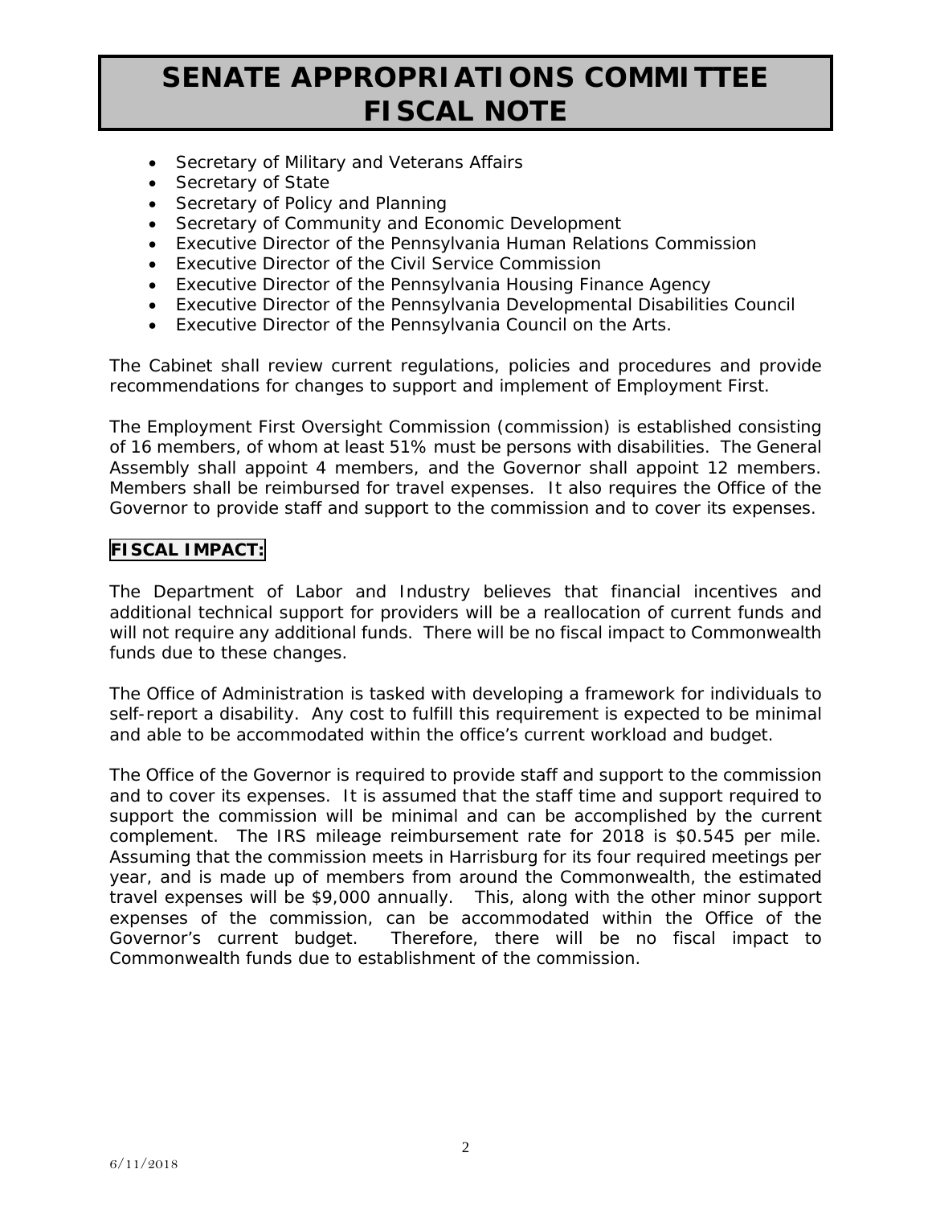# SENATE APPROPRIATIONS COMMITTEE FISCAL NOTE

- Secretary of Military and Veterans Affairs
- Secretary of State
- Secretary of Policy and Planning
- Secretary of Community and Economic Development
- Executive Director of the Pennsylvania Human Relations Commission
- Executive Director of the Civil Service Commission
- Executive Director of the Pennsylvania Housing Finance Agency
- Executive Director of the Pennsylvania Developmental Disabilities Council
- Executive Director of the Pennsylvania Council on the Arts.

The Cabinet shall review current regulations, policies and procedures and provide recommendations for changes to support and implement of Employment First.

The Employment First Oversight Commission (commission) is established consisting of 16 members, of whom at least 51% must be persons with disabilities. The General Assembly shall appoint 4 members, and the Governor shall appoint 12 members. Members shall be reimbursed for travel expenses. It also requires the Office of the Governor to provide staff and support to the commission and to cover its expenses.

**FISCAL IMPACT:**

The Department of Labor and Industry believes that financial incentives and additional technical support for providers will be a reallocation of current funds and will not require any additional funds. There will be no fiscal impact to Commonwealth funds due to these changes.

The Office of Administration is tasked with developing a framework for individuals to self-report a disability. Any cost to fulfill this requirement is expected to be minimal and able to be accommodated within the office's current workload and budget.

The Office of the Governor is required to provide staff and support to the commission and to cover its expenses. It is assumed that the staff time and support required to support the commission will be minimal and can be accomplished by the current complement. The IRS mileage reimbursement rate for 2018 is $0.545 per mile. Assuming that the commission meets in Harrisburg for its four required meetings per year, and is made up of members from around the Commonwealth, the estimated travel expenses will be $9,000 annually. This, along with the other minor support expenses of the commission, can be accommodated within the Office of the Governor's current budget. Therefore, there will be no fiscal impact to Commonwealth funds due to establishment of the commission.

6/11/2018